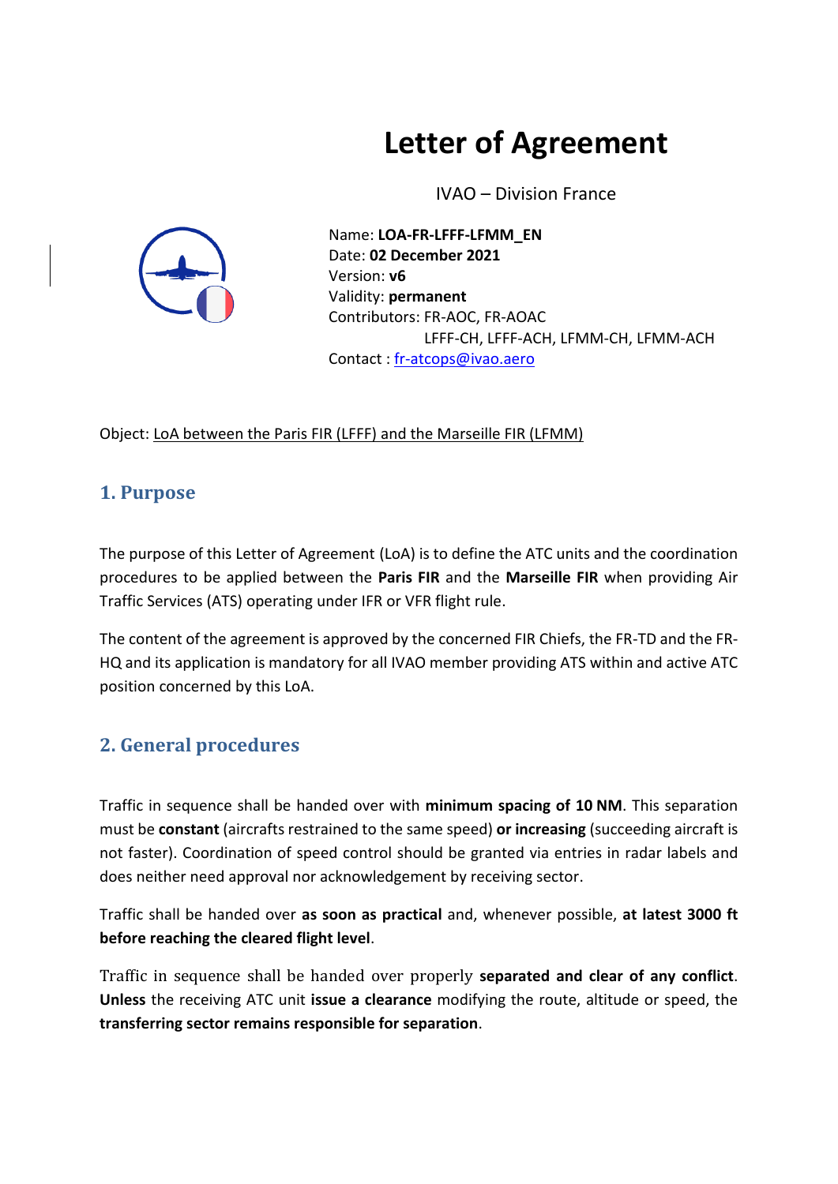# Letter of Agreement

IVAO – Division France

Name: **LOA-FR-LFFF-LFMM_EN**
Date: **02 December 2021**
Version: **v6**
Validity: **permanent**
Contributors: FR-AOC, FR-AOAC
LFFF-CH, LFFF-ACH, LFMM-CH, LFMM-ACH
Contact : fr-atcops@ivao.aero

Object: LoA between the Paris FIR (LFFF) and the Marseille FIR (LFMM)

## 1. Purpose

The purpose of this Letter of Agreement (LoA) is to define the ATC units and the coordination procedures to be applied between the **Paris FIR** and the **Marseille FIR** when providing Air Traffic Services (ATS) operating under IFR or VFR flight rule.

The content of the agreement is approved by the concerned FIR Chiefs, the FR-TD and the FR-HQ and its application is mandatory for all IVAO member providing ATS within and active ATC position concerned by this LoA.

## 2. General procedures

Traffic in sequence shall be handed over with **minimum spacing of 10 NM**. This separation must be **constant** (aircrafts restrained to the same speed) **or increasing** (succeeding aircraft is not faster). Coordination of speed control should be granted via entries in radar labels and does neither need approval nor acknowledgement by receiving sector.

Traffic shall be handed over **as soon as practical** and, whenever possible, **at latest 3000 ft before reaching the cleared flight level**.

Traffic in sequence shall be handed over properly **separated and clear of any conflict**. **Unless** the receiving ATC unit **issue a clearance** modifying the route, altitude or speed, the **transferring sector remains responsible for separation**.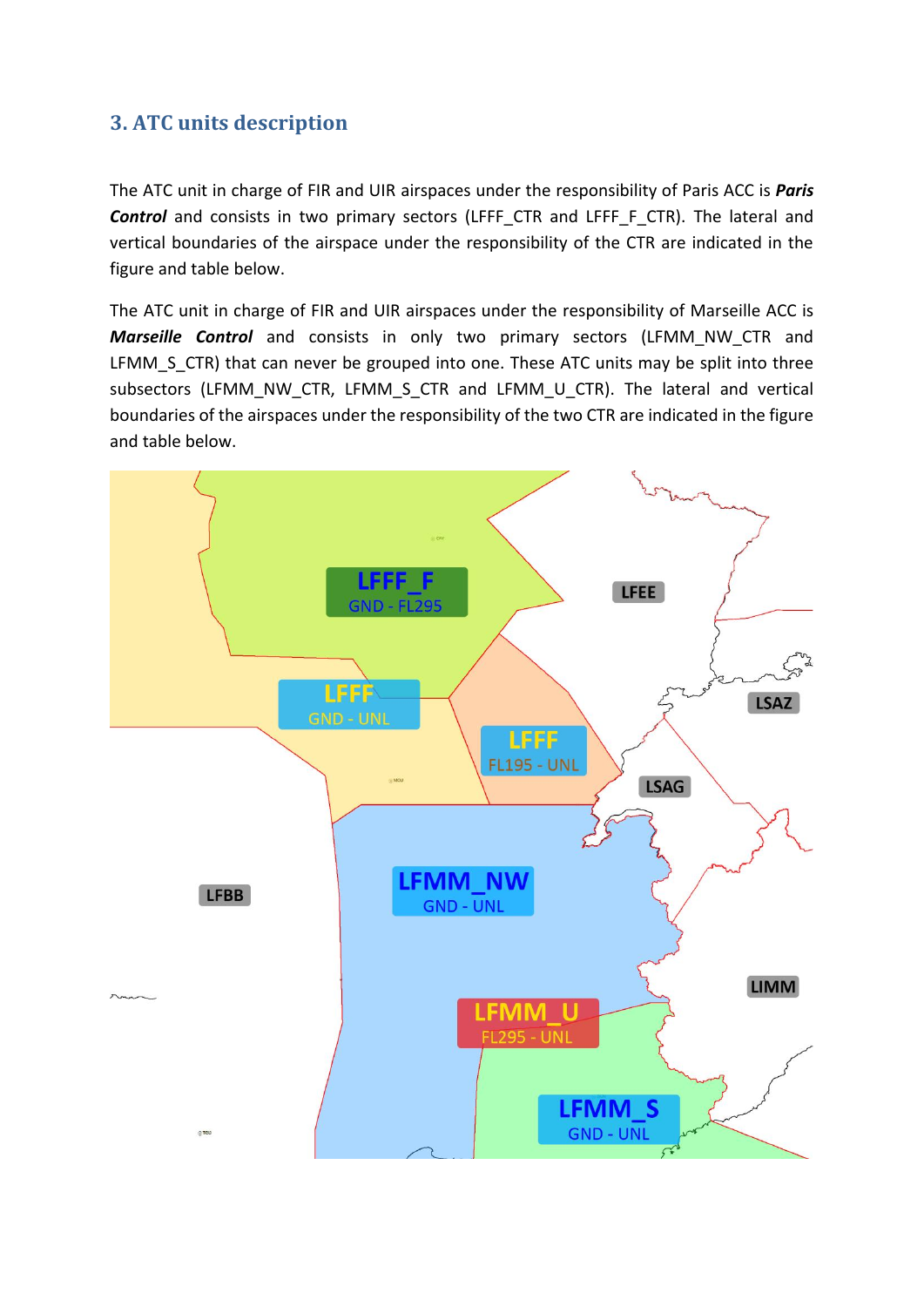## 3. ATC units description

The ATC unit in charge of FIR and UIR airspaces under the responsibility of Paris ACC is ***Paris Control*** and consists in two primary sectors (LFFF_CTR and LFFF_F_CTR). The lateral and vertical boundaries of the airspace under the responsibility of the CTR are indicated in the figure and table below.

The ATC unit in charge of FIR and UIR airspaces under the responsibility of Marseille ACC is ***Marseille Control*** and consists in only two primary sectors (LFMM_NW_CTR and LFMM_S_CTR) that can never be grouped into one. These ATC units may be split into three subsectors (LFMM_NW_CTR, LFMM_S_CTR and LFMM_U_CTR). The lateral and vertical boundaries of the airspaces under the responsibility of the two CTR are indicated in the figure and table below.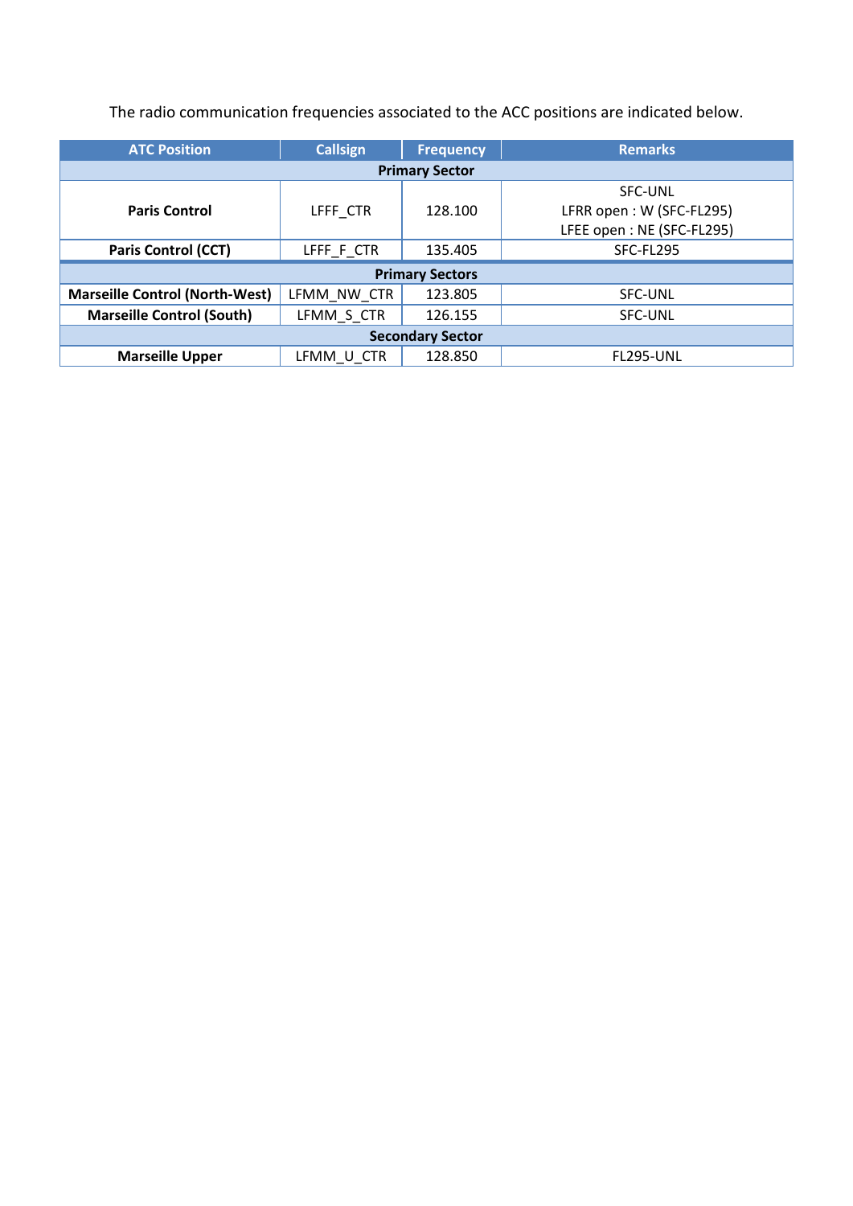The radio communication frequencies associated to the ACC positions are indicated below.

| ATC Position | Callsign | Frequency | Remarks |
|---|---|---|---|
| **Primary Sector** | | | |
| **Paris Control** | LFFF_CTR | 128.100 | SFC-UNL<br>LFRR open : W (SFC-FL295)<br>LFEE open : NE (SFC-FL295) |
| **Paris Control (CCT)** | LFFF_F_CTR | 135.405 | SFC-FL295 |
| **Primary Sectors** | | | |
| **Marseille Control (North-West)** | LFMM_NW_CTR | 123.805 | SFC-UNL |
| **Marseille Control (South)** | LFMM_S_CTR | 126.155 | SFC-UNL |
| **Secondary Sector** | | | |
| **Marseille Upper** | LFMM_U_CTR | 128.850 | FL295-UNL |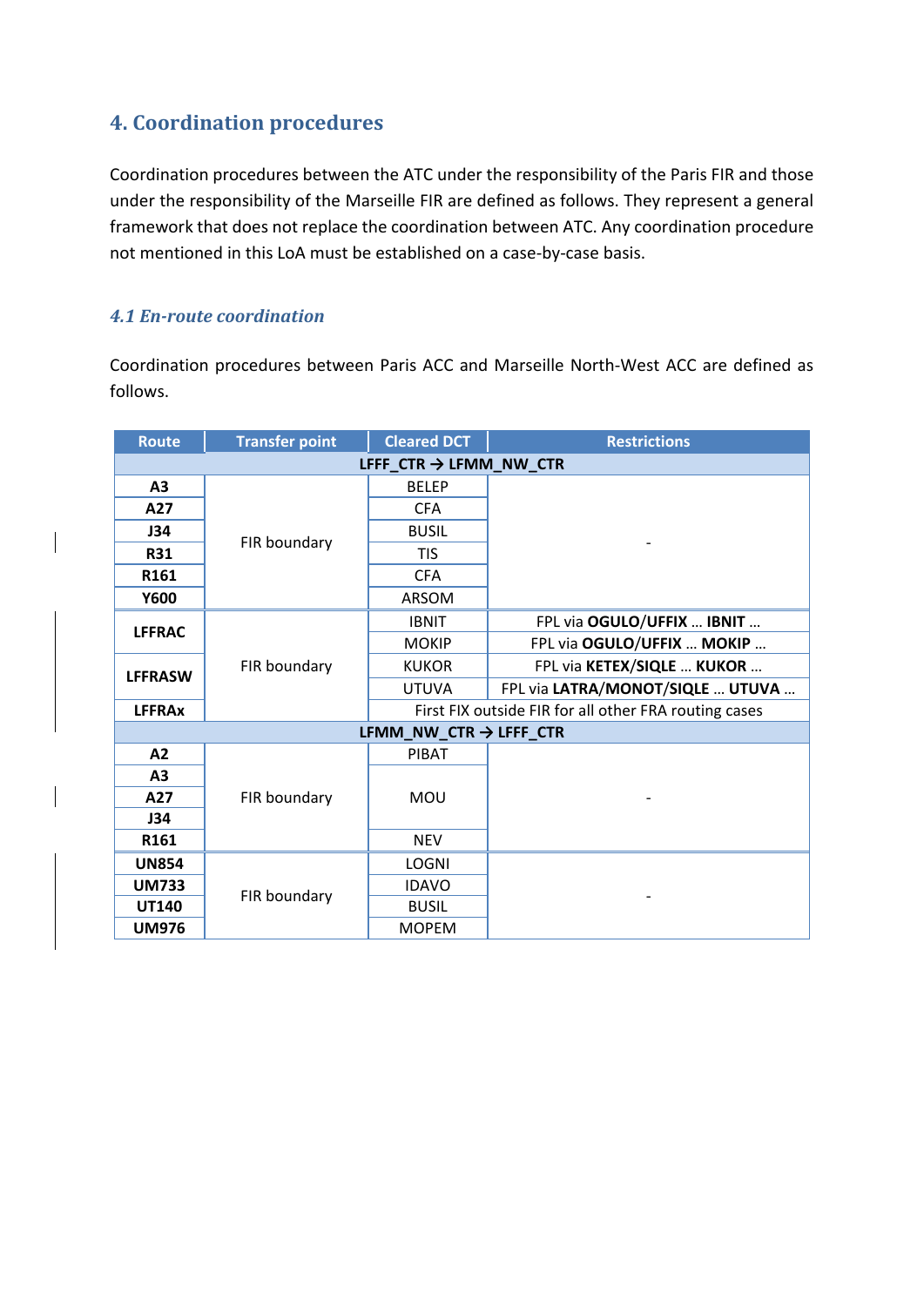## 4. Coordination procedures

Coordination procedures between the ATC under the responsibility of the Paris FIR and those under the responsibility of the Marseille FIR are defined as follows. They represent a general framework that does not replace the coordination between ATC. Any coordination procedure not mentioned in this LoA must be established on a case-by-case basis.

### *4.1 En-route coordination*

Coordination procedures between Paris ACC and Marseille North-West ACC are defined as follows.

| Route | Transfer point | Cleared DCT | Restrictions |
|---|---|---|---|
| **LFFF_CTR → LFMM_NW_CTR** | | | |
| **A3** | FIR boundary | BELEP | - |
| **A27** | | CFA | |
| **J34** | | BUSIL | |
| **R31** | | TIS | |
| **R161** | | CFA | |
| **Y600** | | ARSOM | |
| **LFFRAC** | FIR boundary | IBNIT | FPL via **OGULO**/**UFFIX** … **IBNIT** … |
| | | MOKIP | FPL via **OGULO**/**UFFIX** … **MOKIP** … |
| **LFFRASW** | | KUKOR | FPL via **KETEX**/**SIQLE** … **KUKOR** … |
| | | UTUVA | FPL via **LATRA**/**MONOT**/**SIQLE** … **UTUVA** … |
| **LFFRAx** | | First FIX outside FIR for all other FRA routing cases | |
| **LFMM_NW_CTR → LFFF_CTR** | | | |
| **A2** | FIR boundary | PIBAT | - |
| **A3** | | MOU | |
| **A27** | | | |
| **J34** | | | |
| **R161** | | NEV | |
| **UN854** | FIR boundary | LOGNI | - |
| **UM733** | | IDAVO | |
| **UT140** | | BUSIL | |
| **UM976** | | MOPEM | |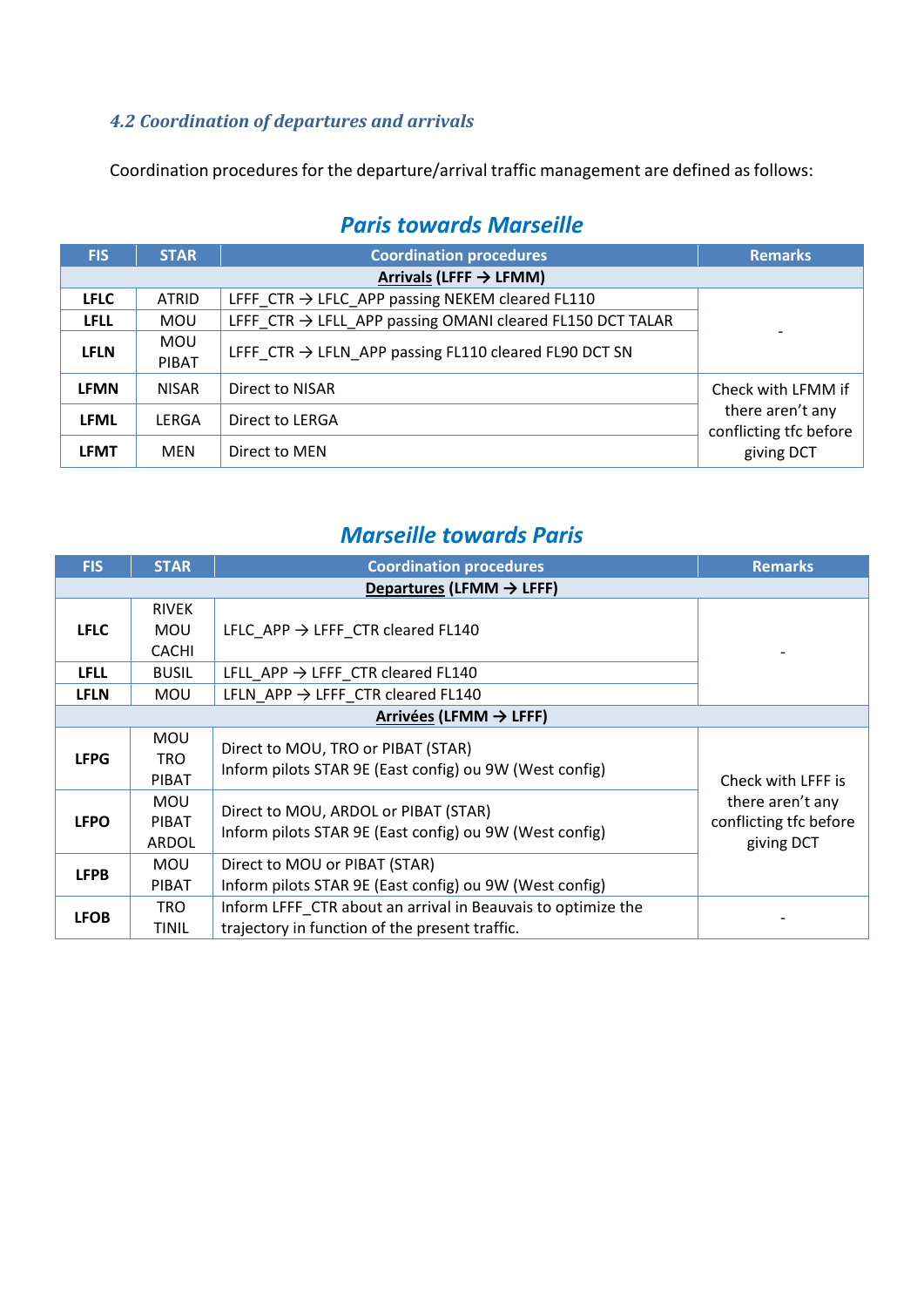### *4.2 Coordination of departures and arrivals*

Coordination procedures for the departure/arrival traffic management are defined as follows:

## *Paris towards Marseille*

| FIS | STAR | Coordination procedures | Remarks |
|---|---|---|---|
| | | **Arrivals (LFFF → LFMM)** | |
| **LFLC** | ATRID | LFFF_CTR → LFLC_APP passing NEKEM cleared FL110 | - |
| **LFLL** | MOU | LFFF_CTR → LFLL_APP passing OMANI cleared FL150 DCT TALAR | |
| **LFLN** | MOU PIBAT | LFFF_CTR → LFLN_APP passing FL110 cleared FL90 DCT SN | |
| **LFMN** | NISAR | Direct to NISAR | Check with LFMM if there aren't any conflicting tfc before giving DCT |
| **LFML** | LERGA | Direct to LERGA | |
| **LFMT** | MEN | Direct to MEN | |

## *Marseille towards Paris*

| FIS | STAR | Coordination procedures | Remarks |
|---|---|---|---|
| | | **Departures (LFMM → LFFF)** | |
| **LFLC** | RIVEK MOU CACHI | LFLC_APP → LFFF_CTR cleared FL140 | - |
| **LFLL** | BUSIL | LFLL_APP → LFFF_CTR cleared FL140 | |
| **LFLN** | MOU | LFLN_APP → LFFF_CTR cleared FL140 | |
| | | **Arrivées (LFMM → LFFF)** | |
| **LFPG** | MOU TRO PIBAT | Direct to MOU, TRO or PIBAT (STAR) Inform pilots STAR 9E (East config) ou 9W (West config) | Check with LFFF is there aren't any conflicting tfc before giving DCT |
| **LFPO** | MOU PIBAT ARDOL | Direct to MOU, ARDOL or PIBAT (STAR) Inform pilots STAR 9E (East config) ou 9W (West config) | |
| **LFPB** | MOU PIBAT | Direct to MOU or PIBAT (STAR) Inform pilots STAR 9E (East config) ou 9W (West config) | |
| **LFOB** | TRO TINIL | Inform LFFF_CTR about an arrival in Beauvais to optimize the trajectory in function of the present traffic. | - |